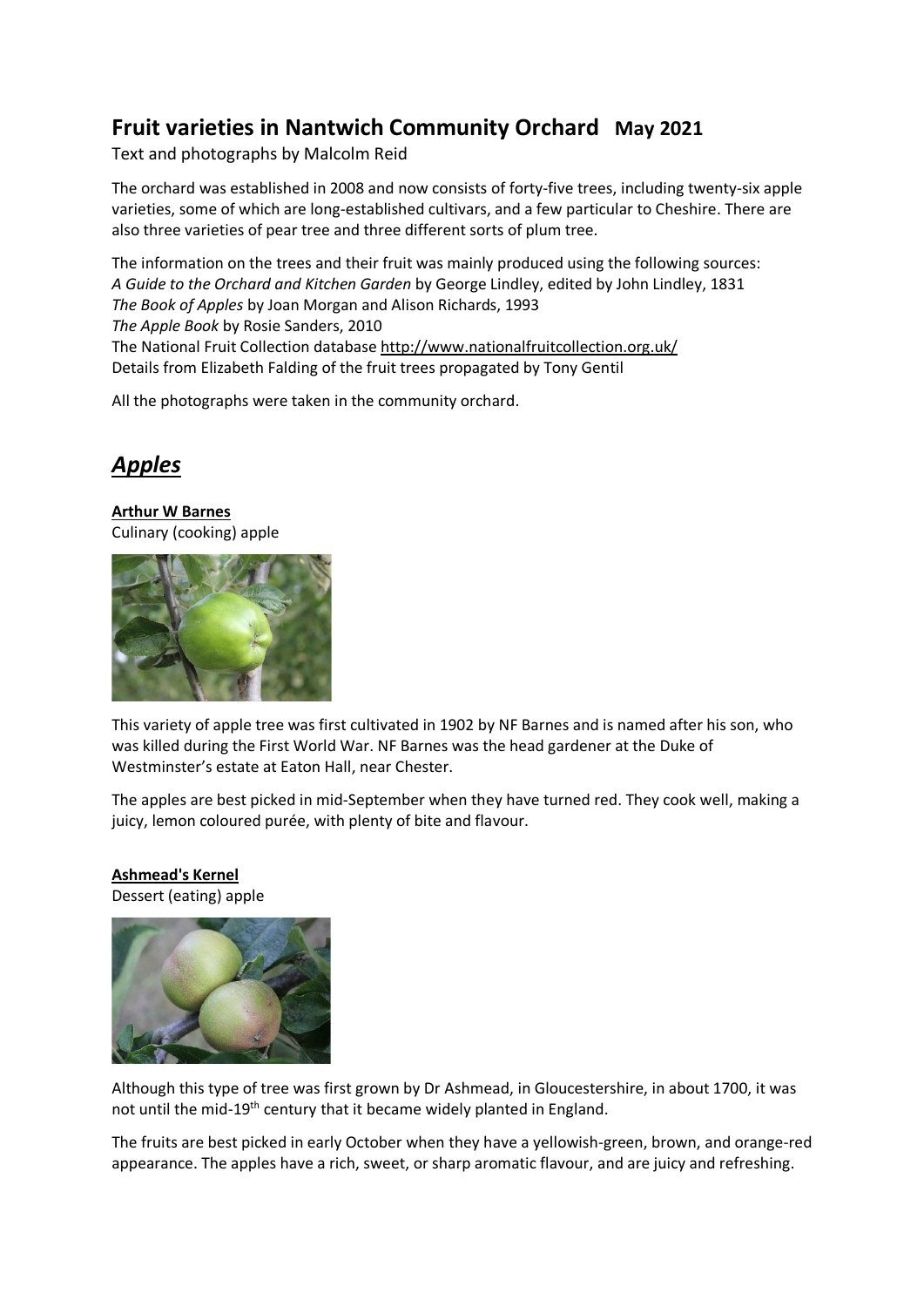# Fruit varieties in Nantwich Community Orchard May 2021

Text and photographs by Malcolm Reid

The orchard was established in 2008 and now consists of forty-five trees, including twenty-six apple varieties, some of which are long-established cultivars, and a few particular to Cheshire. There are also three varieties of pear tree and three different sorts of plum tree.

The information on the trees and their fruit was mainly produced using the following sources:
*A Guide to the Orchard and Kitchen Garden* by George Lindley, edited by John Lindley, 1831
*The Book of Apples* by Joan Morgan and Alison Richards, 1993
*The Apple Book* by Rosie Sanders, 2010
The National Fruit Collection database http://www.nationalfruitcollection.org.uk/
Details from Elizabeth Falding of the fruit trees propagated by Tony Gentil

All the photographs were taken in the community orchard.

## ***Apples***

**Arthur W Barnes**
Culinary (cooking) apple

This variety of apple tree was first cultivated in 1902 by NF Barnes and is named after his son, who was killed during the First World War. NF Barnes was the head gardener at the Duke of Westminster's estate at Eaton Hall, near Chester.

The apples are best picked in mid-September when they have turned red. They cook well, making a juicy, lemon coloured purée, with plenty of bite and flavour.

**Ashmead's Kernel**
Dessert (eating) apple

Although this type of tree was first grown by Dr Ashmead, in Gloucestershire, in about 1700, it was not until the mid-19th century that it became widely planted in England.

The fruits are best picked in early October when they have a yellowish-green, brown, and orange-red appearance. The apples have a rich, sweet, or sharp aromatic flavour, and are juicy and refreshing.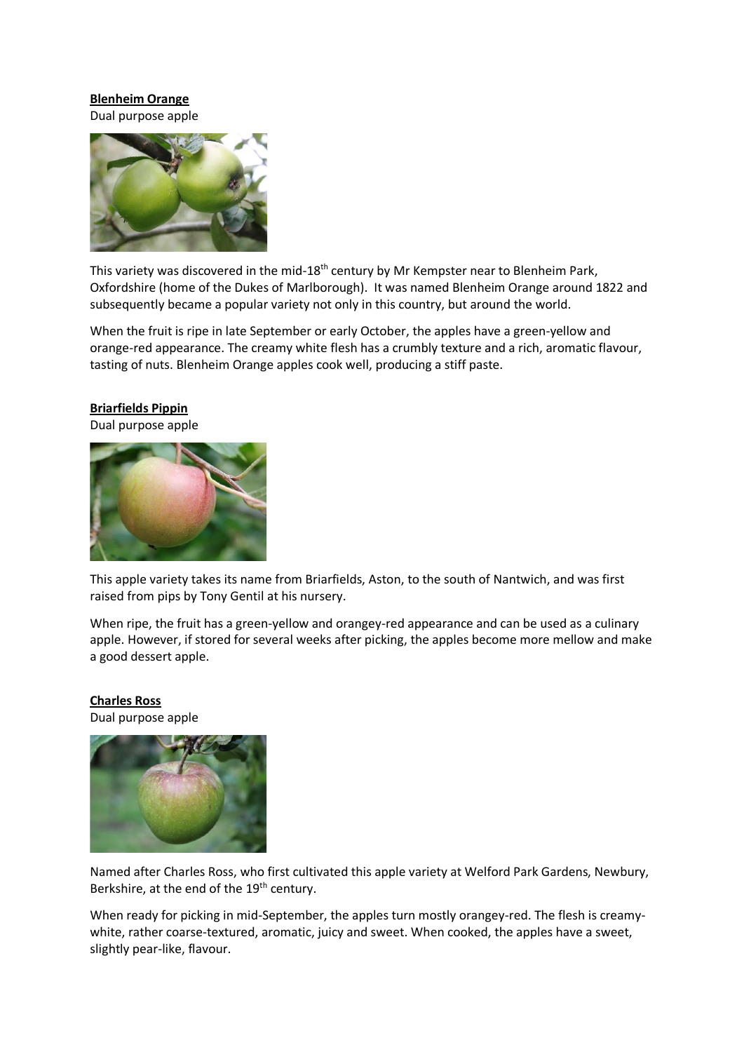**Blenheim Orange**

Dual purpose apple

This variety was discovered in the mid-18th century by Mr Kempster near to Blenheim Park, Oxfordshire (home of the Dukes of Marlborough). It was named Blenheim Orange around 1822 and subsequently became a popular variety not only in this country, but around the world.

When the fruit is ripe in late September or early October, the apples have a green-yellow and orange-red appearance. The creamy white flesh has a crumbly texture and a rich, aromatic flavour, tasting of nuts. Blenheim Orange apples cook well, producing a stiff paste.

**Briarfields Pippin**

Dual purpose apple

This apple variety takes its name from Briarfields, Aston, to the south of Nantwich, and was first raised from pips by Tony Gentil at his nursery.

When ripe, the fruit has a green-yellow and orangey-red appearance and can be used as a culinary apple. However, if stored for several weeks after picking, the apples become more mellow and make a good dessert apple.

**Charles Ross**

Dual purpose apple

Named after Charles Ross, who first cultivated this apple variety at Welford Park Gardens, Newbury, Berkshire, at the end of the 19th century.

When ready for picking in mid-September, the apples turn mostly orangey-red. The flesh is creamy-white, rather coarse-textured, aromatic, juicy and sweet. When cooked, the apples have a sweet, slightly pear-like, flavour.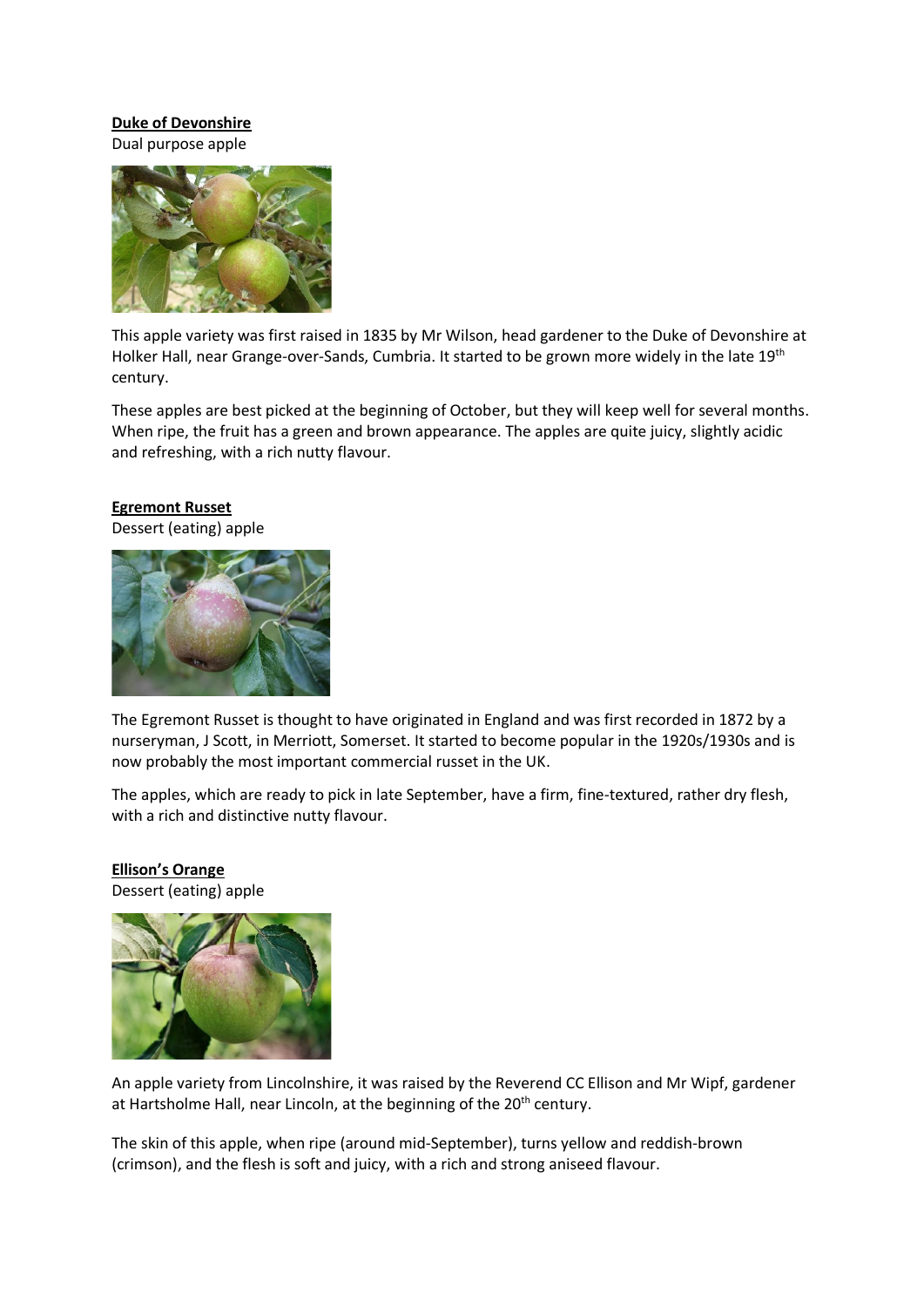**Duke of Devonshire**

Dual purpose apple

This apple variety was first raised in 1835 by Mr Wilson, head gardener to the Duke of Devonshire at Holker Hall, near Grange-over-Sands, Cumbria. It started to be grown more widely in the late 19th century.

These apples are best picked at the beginning of October, but they will keep well for several months. When ripe, the fruit has a green and brown appearance. The apples are quite juicy, slightly acidic and refreshing, with a rich nutty flavour.

**Egremont Russet**

Dessert (eating) apple

The Egremont Russet is thought to have originated in England and was first recorded in 1872 by a nurseryman, J Scott, in Merriott, Somerset. It started to become popular in the 1920s/1930s and is now probably the most important commercial russet in the UK.

The apples, which are ready to pick in late September, have a firm, fine-textured, rather dry flesh, with a rich and distinctive nutty flavour.

**Ellison's Orange**

Dessert (eating) apple

An apple variety from Lincolnshire, it was raised by the Reverend CC Ellison and Mr Wipf, gardener at Hartsholme Hall, near Lincoln, at the beginning of the 20th century.

The skin of this apple, when ripe (around mid-September), turns yellow and reddish-brown (crimson), and the flesh is soft and juicy, with a rich and strong aniseed flavour.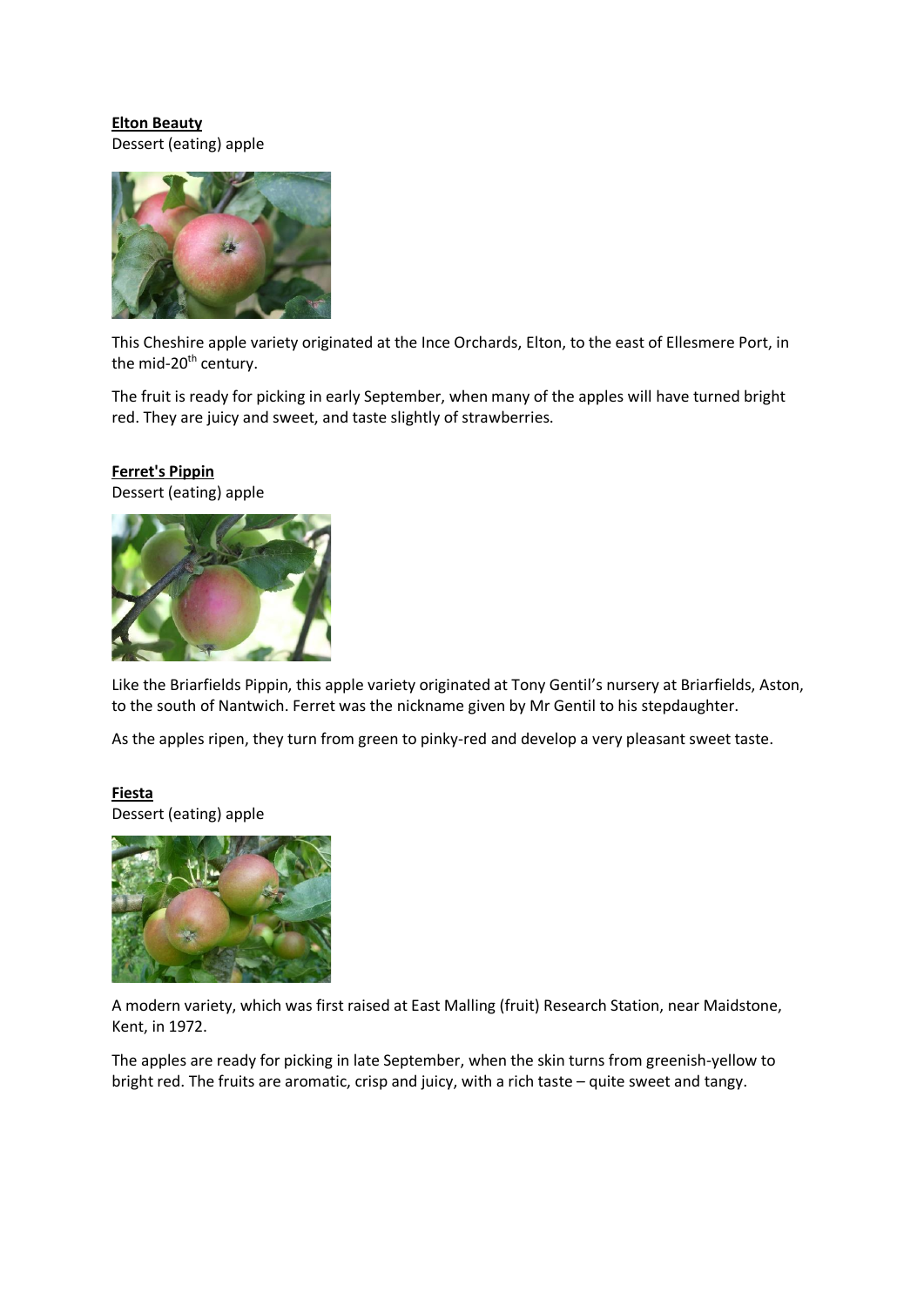**Elton Beauty**

Dessert (eating) apple

This Cheshire apple variety originated at the Ince Orchards, Elton, to the east of Ellesmere Port, in the mid-20th century.

The fruit is ready for picking in early September, when many of the apples will have turned bright red. They are juicy and sweet, and taste slightly of strawberries.

**Ferret's Pippin**

Dessert (eating) apple

Like the Briarfields Pippin, this apple variety originated at Tony Gentil's nursery at Briarfields, Aston, to the south of Nantwich. Ferret was the nickname given by Mr Gentil to his stepdaughter.

As the apples ripen, they turn from green to pinky-red and develop a very pleasant sweet taste.

**Fiesta**

Dessert (eating) apple

A modern variety, which was first raised at East Malling (fruit) Research Station, near Maidstone, Kent, in 1972.

The apples are ready for picking in late September, when the skin turns from greenish-yellow to bright red. The fruits are aromatic, crisp and juicy, with a rich taste – quite sweet and tangy.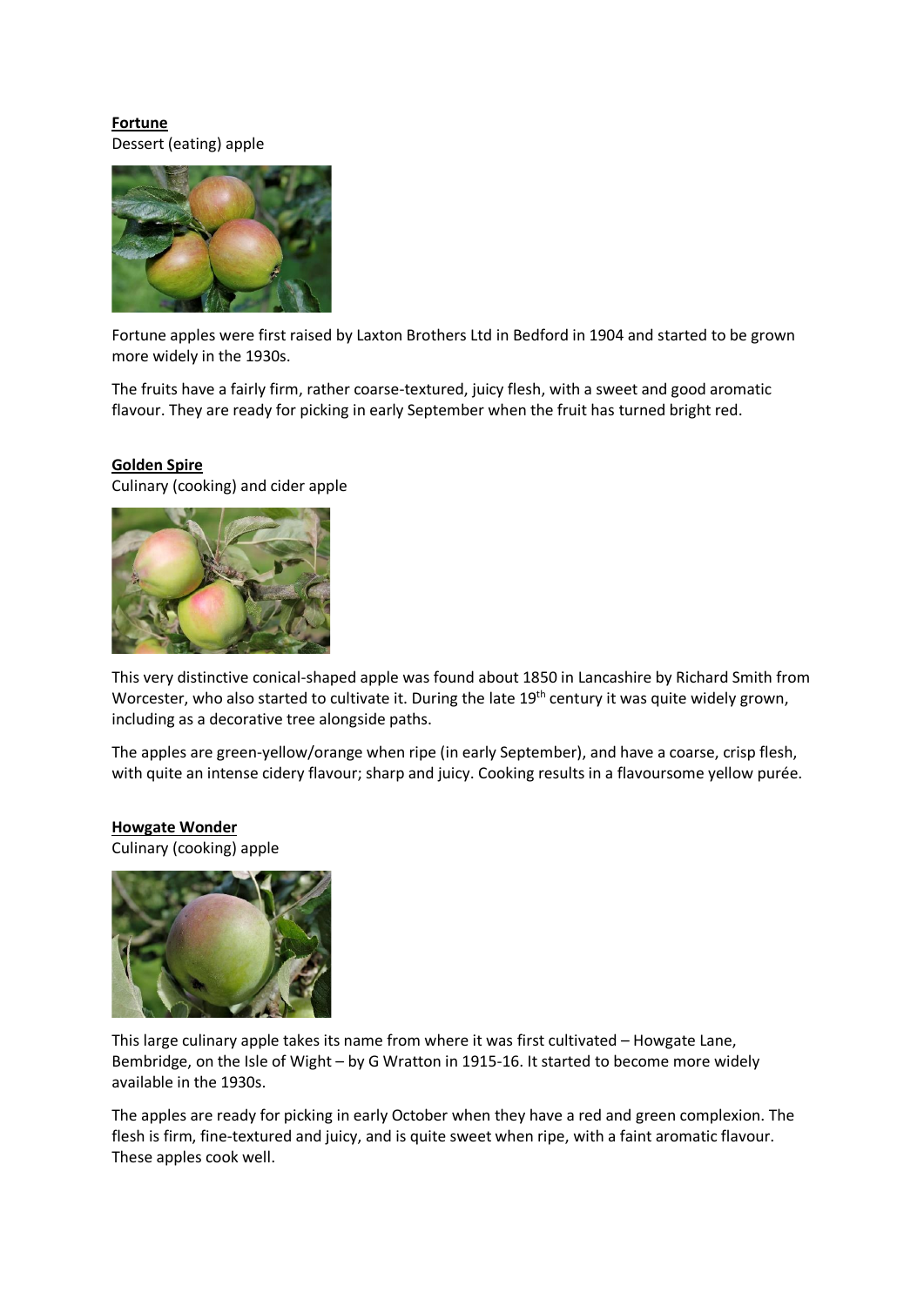**Fortune**

Dessert (eating) apple

Fortune apples were first raised by Laxton Brothers Ltd in Bedford in 1904 and started to be grown more widely in the 1930s.

The fruits have a fairly firm, rather coarse-textured, juicy flesh, with a sweet and good aromatic flavour. They are ready for picking in early September when the fruit has turned bright red.

**Golden Spire**

Culinary (cooking) and cider apple

This very distinctive conical-shaped apple was found about 1850 in Lancashire by Richard Smith from Worcester, who also started to cultivate it. During the late 19th century it was quite widely grown, including as a decorative tree alongside paths.

The apples are green-yellow/orange when ripe (in early September), and have a coarse, crisp flesh, with quite an intense cidery flavour; sharp and juicy. Cooking results in a flavoursome yellow purée.

**Howgate Wonder**

Culinary (cooking) apple

This large culinary apple takes its name from where it was first cultivated – Howgate Lane, Bembridge, on the Isle of Wight – by G Wratton in 1915-16. It started to become more widely available in the 1930s.

The apples are ready for picking in early October when they have a red and green complexion. The flesh is firm, fine-textured and juicy, and is quite sweet when ripe, with a faint aromatic flavour. These apples cook well.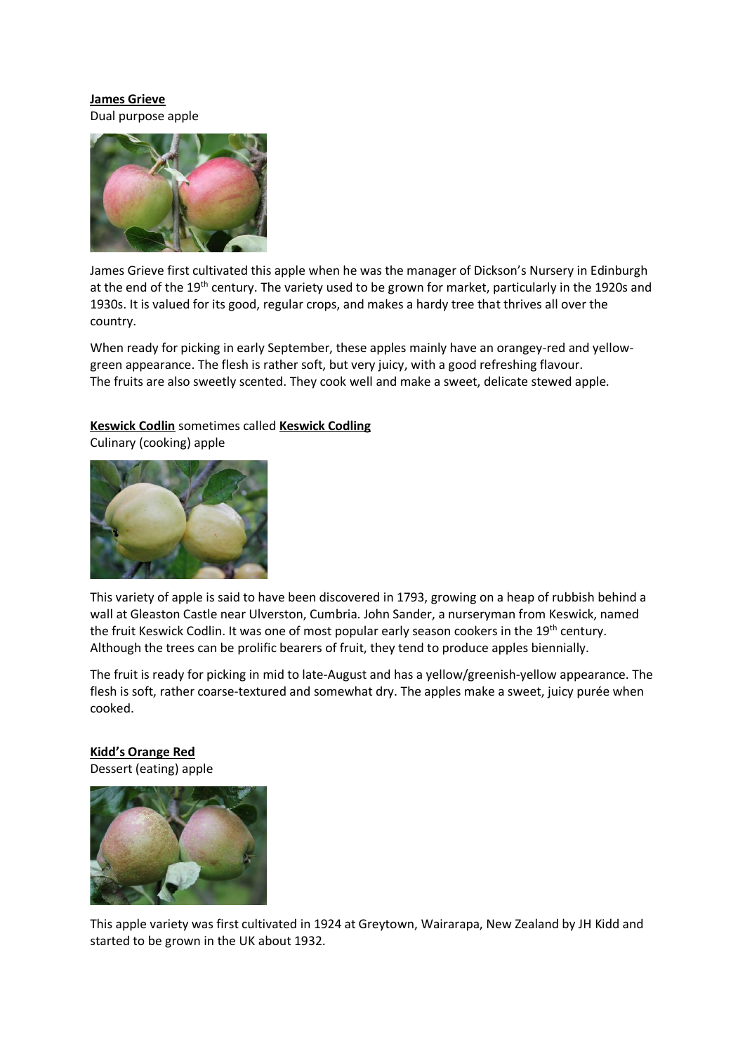**James Grieve**

Dual purpose apple

James Grieve first cultivated this apple when he was the manager of Dickson's Nursery in Edinburgh at the end of the 19th century. The variety used to be grown for market, particularly in the 1920s and 1930s. It is valued for its good, regular crops, and makes a hardy tree that thrives all over the country.

When ready for picking in early September, these apples mainly have an orangey-red and yellow-green appearance. The flesh is rather soft, but very juicy, with a good refreshing flavour. The fruits are also sweetly scented. They cook well and make a sweet, delicate stewed apple.

**Keswick Codlin** sometimes called **Keswick Codling**

Culinary (cooking) apple

This variety of apple is said to have been discovered in 1793, growing on a heap of rubbish behind a wall at Gleaston Castle near Ulverston, Cumbria. John Sander, a nurseryman from Keswick, named the fruit Keswick Codlin. It was one of most popular early season cookers in the 19th century. Although the trees can be prolific bearers of fruit, they tend to produce apples biennially.

The fruit is ready for picking in mid to late-August and has a yellow/greenish-yellow appearance. The flesh is soft, rather coarse-textured and somewhat dry. The apples make a sweet, juicy purée when cooked.

**Kidd's Orange Red**

Dessert (eating) apple

This apple variety was first cultivated in 1924 at Greytown, Wairarapa, New Zealand by JH Kidd and started to be grown in the UK about 1932.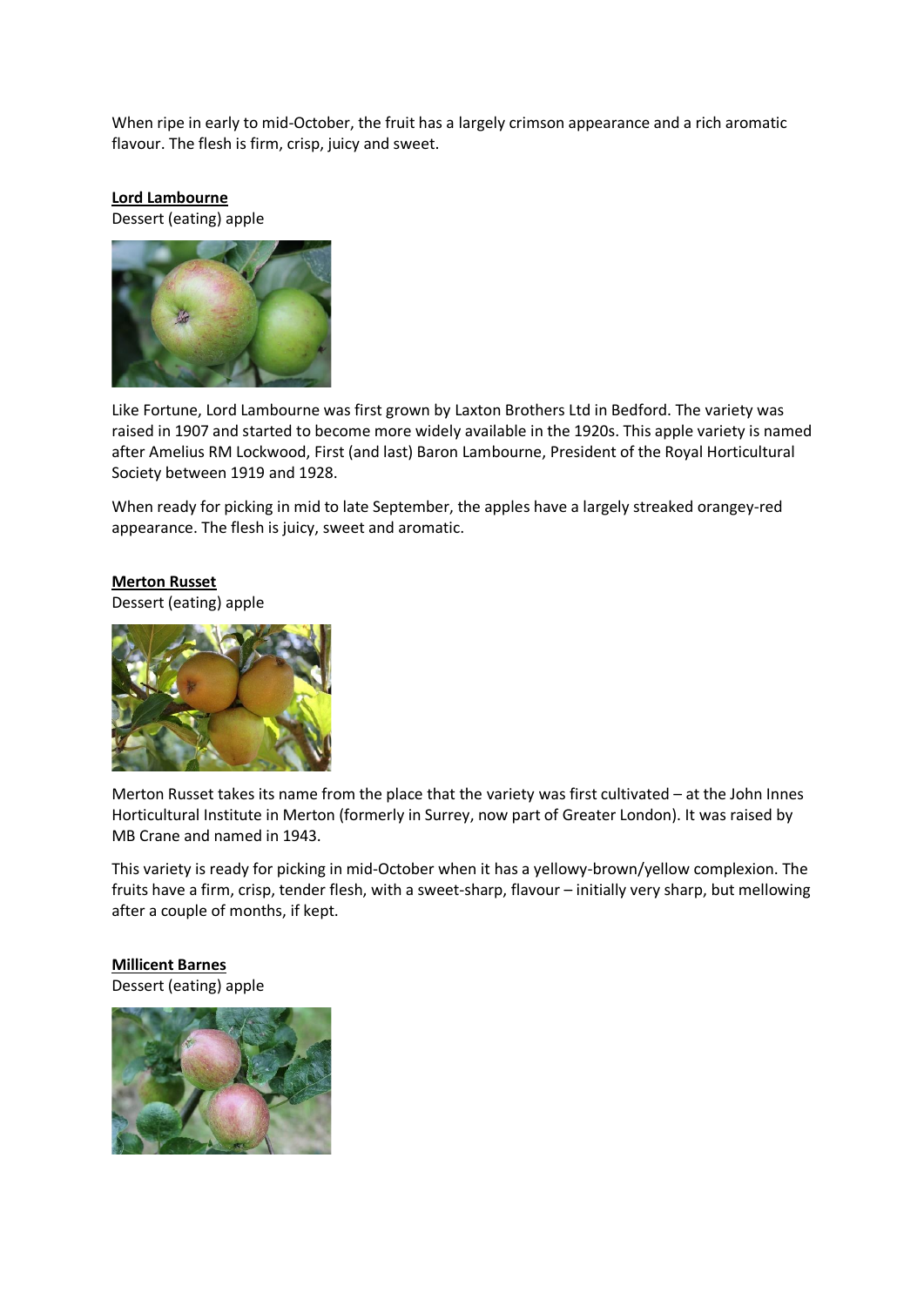When ripe in early to mid-October, the fruit has a largely crimson appearance and a rich aromatic flavour. The flesh is firm, crisp, juicy and sweet.

**Lord Lambourne**

Dessert (eating) apple

Like Fortune, Lord Lambourne was first grown by Laxton Brothers Ltd in Bedford. The variety was raised in 1907 and started to become more widely available in the 1920s. This apple variety is named after Amelius RM Lockwood, First (and last) Baron Lambourne, President of the Royal Horticultural Society between 1919 and 1928.

When ready for picking in mid to late September, the apples have a largely streaked orangey-red appearance. The flesh is juicy, sweet and aromatic.

**Merton Russet**

Dessert (eating) apple

Merton Russet takes its name from the place that the variety was first cultivated – at the John Innes Horticultural Institute in Merton (formerly in Surrey, now part of Greater London). It was raised by MB Crane and named in 1943.

This variety is ready for picking in mid-October when it has a yellowy-brown/yellow complexion. The fruits have a firm, crisp, tender flesh, with a sweet-sharp, flavour – initially very sharp, but mellowing after a couple of months, if kept.

**Millicent Barnes**

Dessert (eating) apple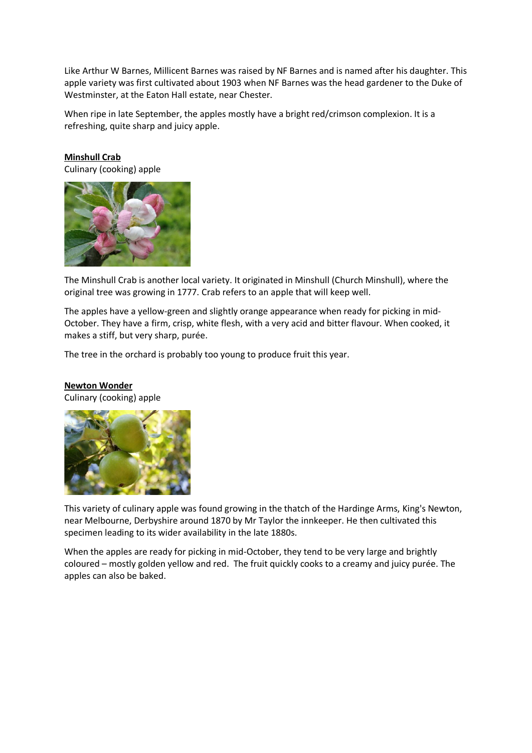Like Arthur W Barnes, Millicent Barnes was raised by NF Barnes and is named after his daughter. This apple variety was first cultivated about 1903 when NF Barnes was the head gardener to the Duke of Westminster, at the Eaton Hall estate, near Chester.

When ripe in late September, the apples mostly have a bright red/crimson complexion. It is a refreshing, quite sharp and juicy apple.

**Minshull Crab**

Culinary (cooking) apple

The Minshull Crab is another local variety. It originated in Minshull (Church Minshull), where the original tree was growing in 1777. Crab refers to an apple that will keep well.

The apples have a yellow-green and slightly orange appearance when ready for picking in mid-October. They have a firm, crisp, white flesh, with a very acid and bitter flavour. When cooked, it makes a stiff, but very sharp, purée.

The tree in the orchard is probably too young to produce fruit this year.

**Newton Wonder**

Culinary (cooking) apple

This variety of culinary apple was found growing in the thatch of the Hardinge Arms, King's Newton, near Melbourne, Derbyshire around 1870 by Mr Taylor the innkeeper. He then cultivated this specimen leading to its wider availability in the late 1880s.

When the apples are ready for picking in mid-October, they tend to be very large and brightly coloured – mostly golden yellow and red. The fruit quickly cooks to a creamy and juicy purée. The apples can also be baked.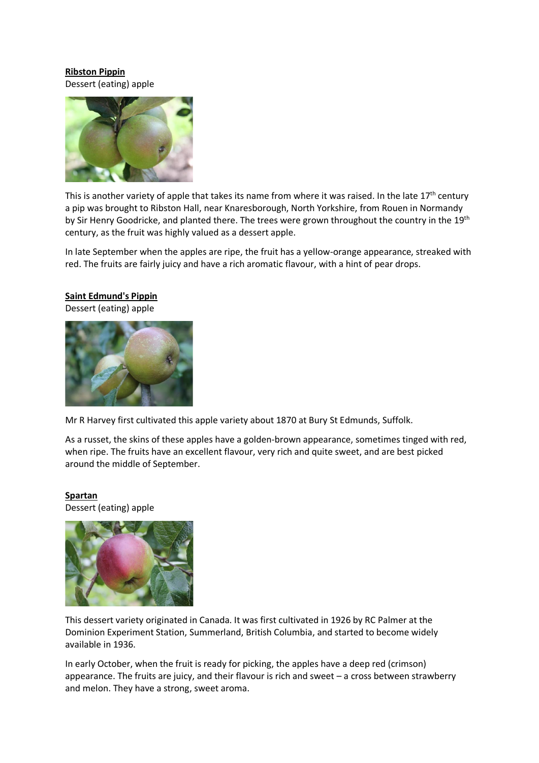**Ribston Pippin**

Dessert (eating) apple

This is another variety of apple that takes its name from where it was raised. In the late 17th century a pip was brought to Ribston Hall, near Knaresborough, North Yorkshire, from Rouen in Normandy by Sir Henry Goodricke, and planted there. The trees were grown throughout the country in the 19th century, as the fruit was highly valued as a dessert apple.

In late September when the apples are ripe, the fruit has a yellow-orange appearance, streaked with red. The fruits are fairly juicy and have a rich aromatic flavour, with a hint of pear drops.

**Saint Edmund's Pippin**

Dessert (eating) apple

Mr R Harvey first cultivated this apple variety about 1870 at Bury St Edmunds, Suffolk.

As a russet, the skins of these apples have a golden-brown appearance, sometimes tinged with red, when ripe. The fruits have an excellent flavour, very rich and quite sweet, and are best picked around the middle of September.

**Spartan**

Dessert (eating) apple

This dessert variety originated in Canada. It was first cultivated in 1926 by RC Palmer at the Dominion Experiment Station, Summerland, British Columbia, and started to become widely available in 1936.

In early October, when the fruit is ready for picking, the apples have a deep red (crimson) appearance. The fruits are juicy, and their flavour is rich and sweet – a cross between strawberry and melon. They have a strong, sweet aroma.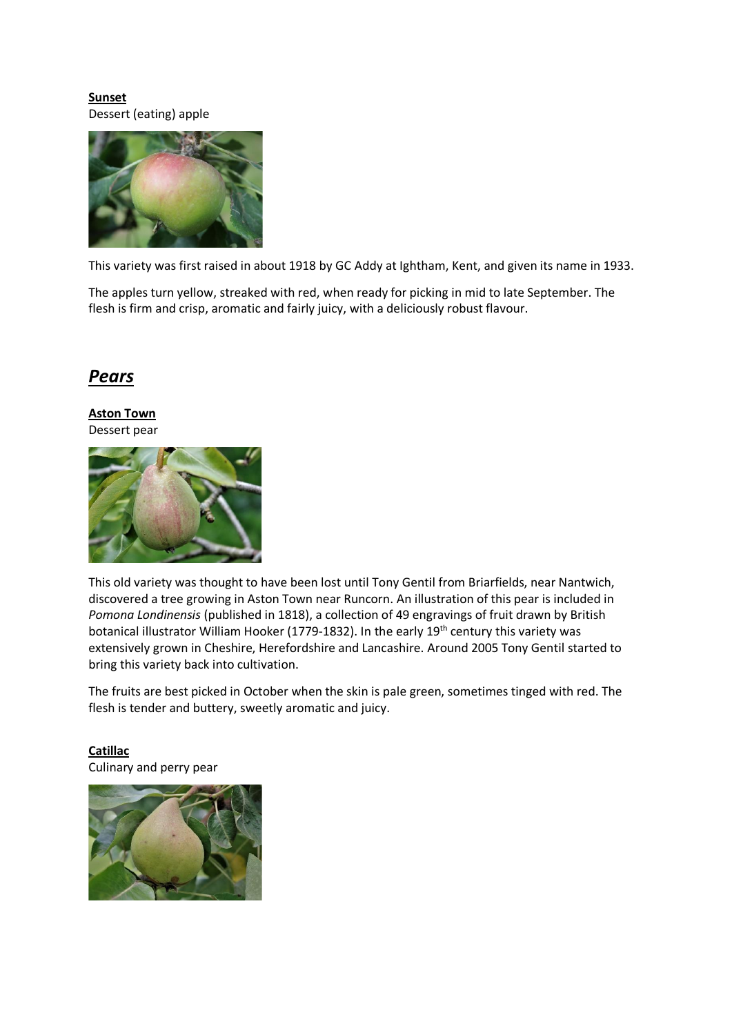**Sunset**
Dessert (eating) apple

This variety was first raised in about 1918 by GC Addy at Ightham, Kent, and given its name in 1933.

The apples turn yellow, streaked with red, when ready for picking in mid to late September. The flesh is firm and crisp, aromatic and fairly juicy, with a deliciously robust flavour.

## ***Pears***

**Aston Town**
Dessert pear

This old variety was thought to have been lost until Tony Gentil from Briarfields, near Nantwich, discovered a tree growing in Aston Town near Runcorn. An illustration of this pear is included in *Pomona Londinensis* (published in 1818), a collection of 49 engravings of fruit drawn by British botanical illustrator William Hooker (1779-1832). In the early 19th century this variety was extensively grown in Cheshire, Herefordshire and Lancashire. Around 2005 Tony Gentil started to bring this variety back into cultivation.

The fruits are best picked in October when the skin is pale green, sometimes tinged with red. The flesh is tender and buttery, sweetly aromatic and juicy.

**Catillac**
Culinary and perry pear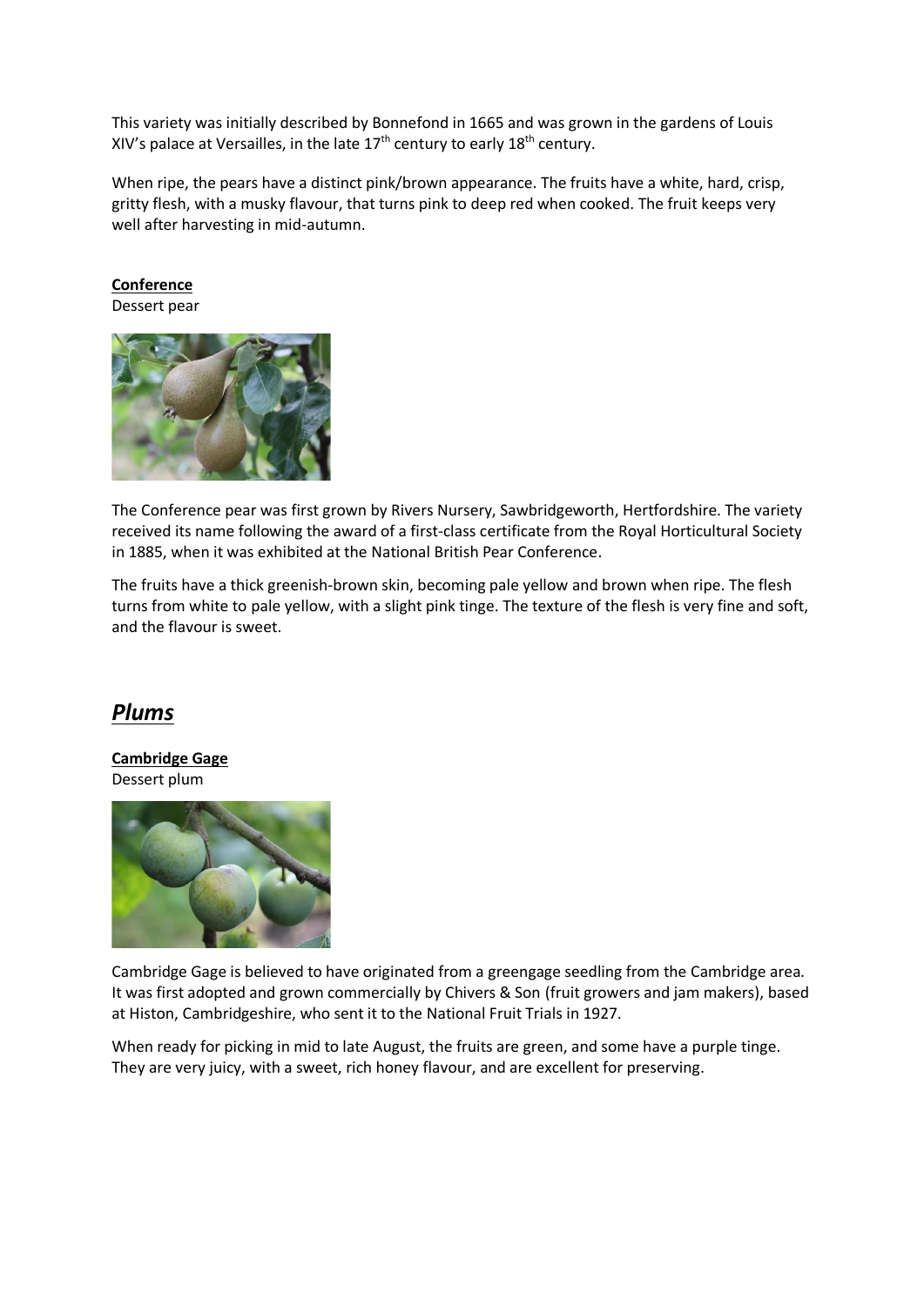This variety was initially described by Bonnefond in 1665 and was grown in the gardens of Louis XIV's palace at Versailles, in the late 17th century to early 18th century.

When ripe, the pears have a distinct pink/brown appearance. The fruits have a white, hard, crisp, gritty flesh, with a musky flavour, that turns pink to deep red when cooked. The fruit keeps very well after harvesting in mid-autumn.

**Conference**
Dessert pear

The Conference pear was first grown by Rivers Nursery, Sawbridgeworth, Hertfordshire. The variety received its name following the award of a first-class certificate from the Royal Horticultural Society in 1885, when it was exhibited at the National British Pear Conference.

The fruits have a thick greenish-brown skin, becoming pale yellow and brown when ripe. The flesh turns from white to pale yellow, with a slight pink tinge. The texture of the flesh is very fine and soft, and the flavour is sweet.

## *Plums*

**Cambridge Gage**
Dessert plum

Cambridge Gage is believed to have originated from a greengage seedling from the Cambridge area. It was first adopted and grown commercially by Chivers & Son (fruit growers and jam makers), based at Histon, Cambridgeshire, who sent it to the National Fruit Trials in 1927.

When ready for picking in mid to late August, the fruits are green, and some have a purple tinge. They are very juicy, with a sweet, rich honey flavour, and are excellent for preserving.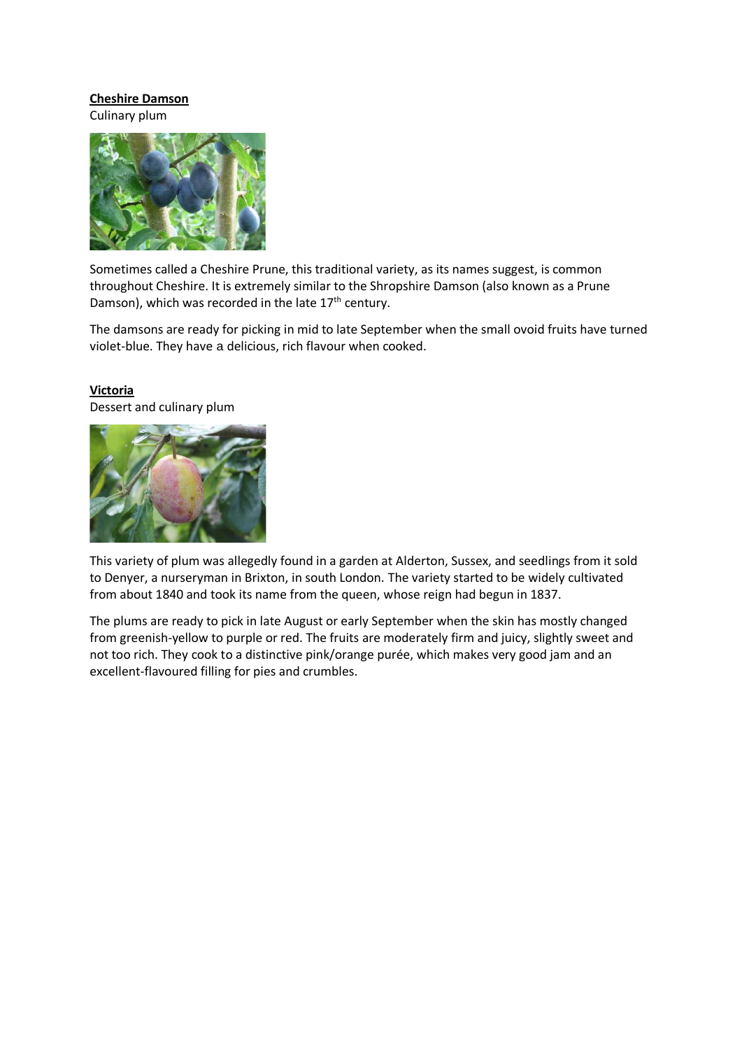**Cheshire Damson**

Culinary plum

Sometimes called a Cheshire Prune, this traditional variety, as its names suggest, is common throughout Cheshire. It is extremely similar to the Shropshire Damson (also known as a Prune Damson), which was recorded in the late 17th century.

The damsons are ready for picking in mid to late September when the small ovoid fruits have turned violet-blue. They have a delicious, rich flavour when cooked.

**Victoria**

Dessert and culinary plum

This variety of plum was allegedly found in a garden at Alderton, Sussex, and seedlings from it sold to Denyer, a nurseryman in Brixton, in south London. The variety started to be widely cultivated from about 1840 and took its name from the queen, whose reign had begun in 1837.

The plums are ready to pick in late August or early September when the skin has mostly changed from greenish-yellow to purple or red. The fruits are moderately firm and juicy, slightly sweet and not too rich. They cook to a distinctive pink/orange purée, which makes very good jam and an excellent-flavoured filling for pies and crumbles.